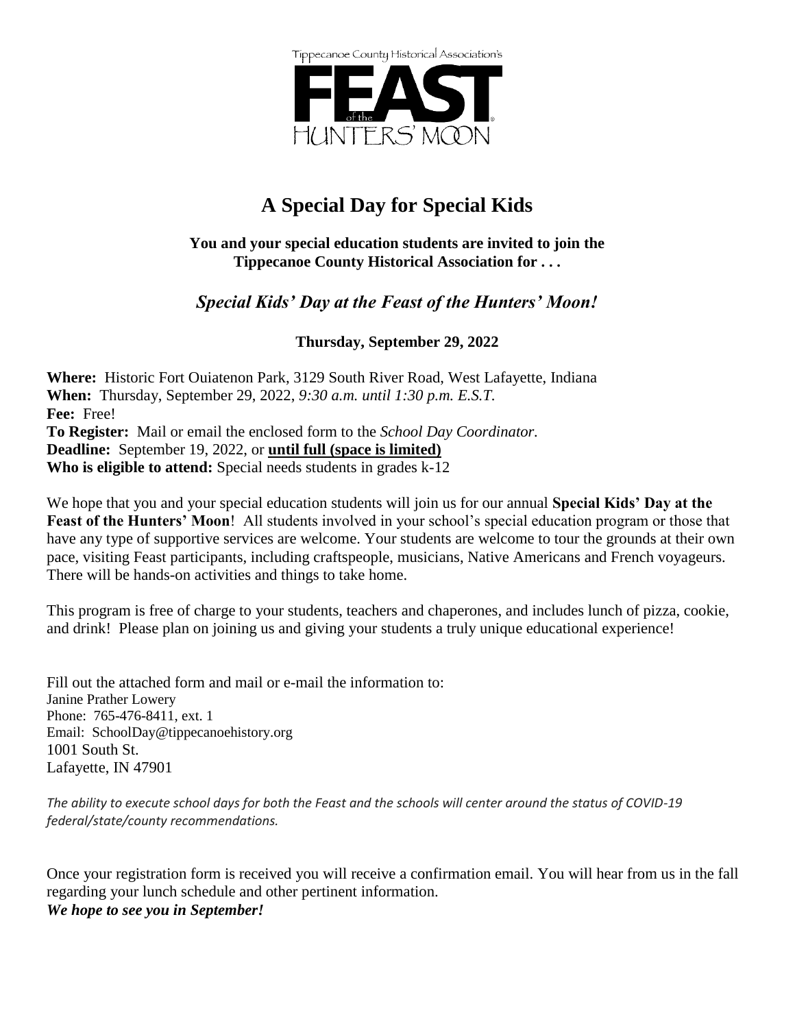Tippecanoe County Historical Association's

FEAST of the HUNTERS' MOON

# A Special Day for Special Kids

**You and your special education students are invited to join the Tippecanoe County Historical Association for . . .**

## *Special Kids' Day at the Feast of the Hunters' Moon!*

**Thursday, September 29, 2022**

**Where:** Historic Fort Ouiatenon Park, 3129 South River Road, West Lafayette, Indiana
**When:** Thursday, September 29, 2022, *9:30 a.m. until 1:30 p.m. E.S.T.*
**Fee:** Free!
**To Register:** Mail or email the enclosed form to the *School Day Coordinator.*
**Deadline:** September 19, 2022, or **until full (space is limited)**
**Who is eligible to attend:** Special needs students in grades k-12

We hope that you and your special education students will join us for our annual **Special Kids' Day at the Feast of the Hunters' Moon**! All students involved in your school's special education program or those that have any type of supportive services are welcome. Your students are welcome to tour the grounds at their own pace, visiting Feast participants, including craftspeople, musicians, Native Americans and French voyageurs. There will be hands-on activities and things to take home.

This program is free of charge to your students, teachers and chaperones, and includes lunch of pizza, cookie, and drink! Please plan on joining us and giving your students a truly unique educational experience!

Fill out the attached form and mail or e-mail the information to:
Janine Prather Lowery
Phone: 765-476-8411, ext. 1
Email: SchoolDay@tippecanoehistory.org
1001 South St.
Lafayette, IN 47901

*The ability to execute school days for both the Feast and the schools will center around the status of COVID-19 federal/state/county recommendations.*

Once your registration form is received you will receive a confirmation email. You will hear from us in the fall regarding your lunch schedule and other pertinent information.
***We hope to see you in September!***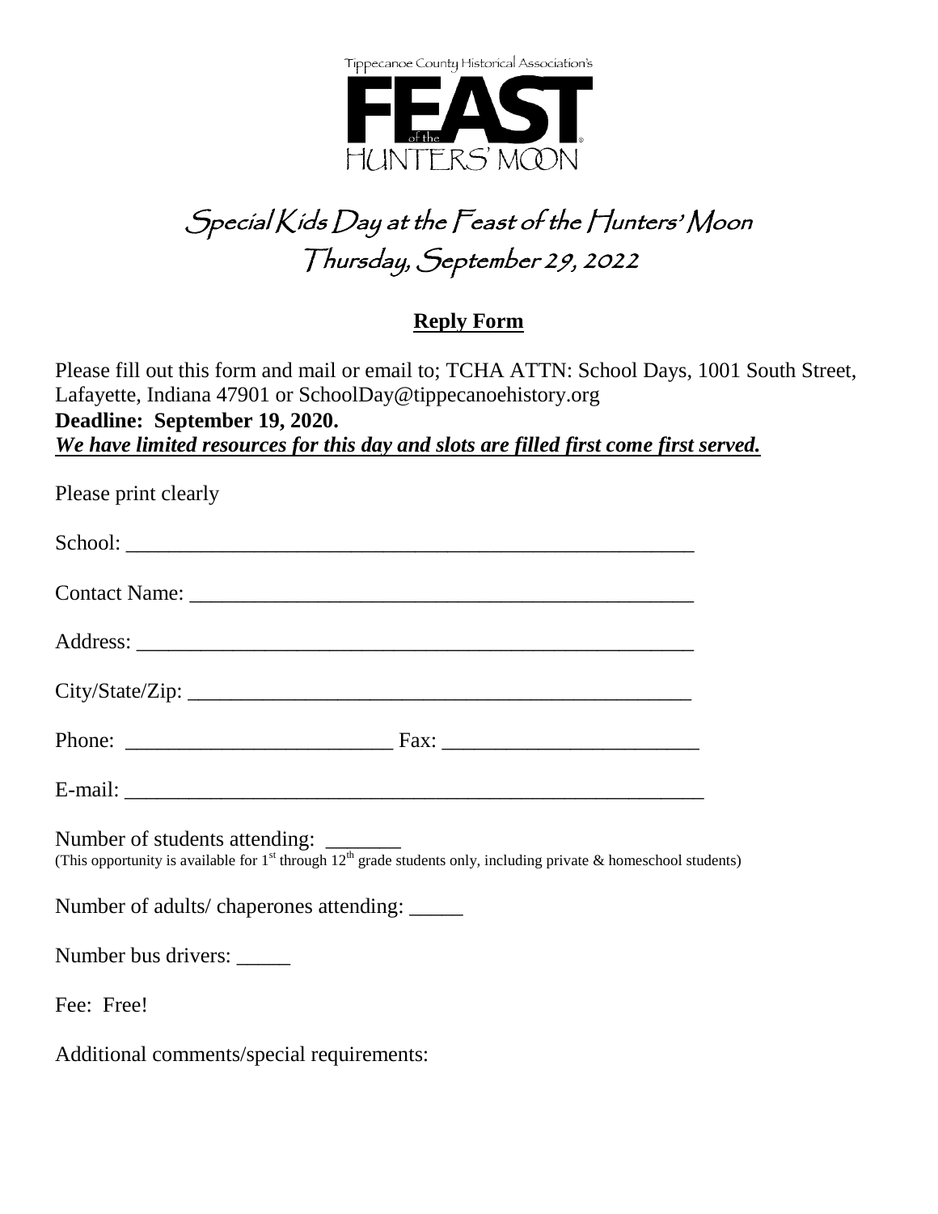Tippecanoe County Historical Association's

FEAST of the HUNTERS' MOON

# Special Kids Day at the Feast of the Hunters' Moon
# Thursday, September 29, 2022

## **Reply Form**

Please fill out this form and mail or email to; TCHA ATTN: School Days, 1001 South Street, Lafayette, Indiana 47901 or SchoolDay@tippecanoehistory.org
**Deadline: September 19, 2020.**
***We have limited resources for this day and slots are filled first come first served.***

Please print clearly

School: _______________________________________________________

Contact Name: _________________________________________________

Address: ______________________________________________________

City/State/Zip: _________________________________________________

Phone: __________________________ Fax: _________________________

E-mail: ________________________________________________________

Number of students attending: _______
(This opportunity is available for 1st through 12th grade students only, including private & homeschool students)

Number of adults/ chaperones attending: _____

Number bus drivers: _____

Fee: Free!

Additional comments/special requirements: